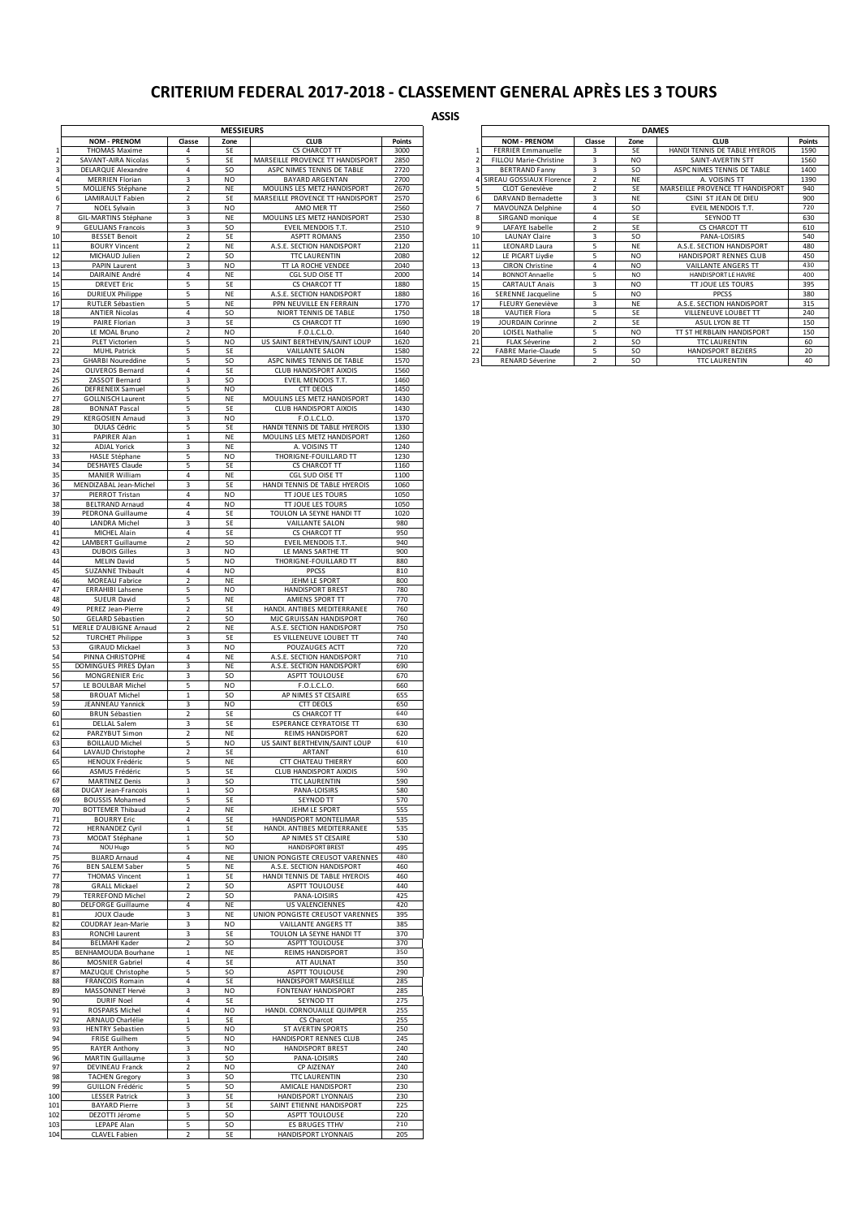# CRITERIUM FEDERAL 2017-2018 - CLASSEMENT GENERAL APRÈS LES 3 TOURS

## ASSIS

### MESSIEURS

| | NOM - PRENOM | Classe | Zone | CLUB | Points |
|---|---|---|---|---|---|
| 1 | THOMAS Maxime | 4 | SE | CS CHARCOT TT | 3000 |
| 2 | SAVANT-AIRA Nicolas | 5 | SE | MARSEILLE PROVENCE TT HANDISPORT | 2850 |
| 3 | DELARQUE Alexandre | 4 | SO | ASPC NIMES TENNIS DE TABLE | 2720 |
| 4 | MERRIEN Florian | 3 | NO | BAYARD ARGENTAN | 2700 |
| 5 | MOLLIENS Stéphane | 2 | NE | MOULINS LES METZ HANDISPORT | 2670 |
| 6 | LAMIRAULT Fabien | 2 | SE | MARSEILLE PROVENCE TT HANDISPORT | 2570 |
| 7 | NOEL Sylvain | 3 | NO | AMO MER TT | 2560 |
| 8 | GIL-MARTINS Stéphane | 3 | NE | MOULINS LES METZ HANDISPORT | 2530 |
| 9 | GEULJANS Francois | 3 | SO | EVEIL MENDOIS T.T. | 2510 |
| 10 | BESSET Benoit | 2 | SE | ASPTT ROMANS | 2350 |
| 11 | BOURY Vincent | 2 | NE | A.S.E. SECTION HANDISPORT | 2120 |
| 12 | MICHAUD Julien | 2 | SO | TTC LAURENTIN | 2080 |
| 13 | PAPIN Laurent | 3 | NO | TT LA ROCHE VENDEE | 2040 |
| 14 | DAIRAINE André | 4 | NE | CGL SUD OISE TT | 2000 |
| 15 | DREVET Eric | 5 | SE | CS CHARCOT TT | 1880 |
| 16 | DURIEUX Philippe | 5 | NE | A.S.E. SECTION HANDISPORT | 1880 |
| 17 | RUTLER Sébastien | 5 | NE | PPN NEUVILLE EN FERRAIN | 1770 |
| 18 | ANTIER Nicolas | 4 | SO | NIORT TENNIS DE TABLE | 1750 |
| 19 | PAIRE Florian | 3 | SE | CS CHARCOT TT | 1690 |
| 20 | LE MOAL Bruno | 2 | NO | F.O.L.C.L.O. | 1640 |
| 21 | PLET Victorien | 5 | NO | US SAINT BERTHEVIN/SAINT LOUP | 1620 |
| 22 | MUHL Patrick | 5 | SE | VAILLANTE SALON | 1580 |
| 23 | GHARBI Noureddine | 5 | SO | ASPC NIMES TENNIS DE TABLE | 1570 |
| 24 | OLIVEROS Bernard | 4 | SE | CLUB HANDISPORT AIXOIS | 1560 |
| 25 | ZASSOT Bernard | 3 | SO | EVEIL MENDOIS T.T. | 1460 |
| 26 | DEFRENEIX Samuel | 5 | NO | CTT DEOLS | 1450 |
| 27 | GOLLNISCH Laurent | 5 | NE | MOULINS LES METZ HANDISPORT | 1430 |
| 28 | BONNAT Pascal | 5 | SE | CLUB HANDISPORT AIXOIS | 1430 |
| 29 | KERGOSIEN Arnaud | 3 | NO | F.O.L.C.L.O. | 1370 |
| 30 | DULAS Cédric | 5 | SE | HANDI TENNIS DE TABLE HYEROIS | 1330 |
| 31 | PAPIRER Alan | 1 | NE | MOULINS LES METZ HANDISPORT | 1260 |
| 32 | ADJAL Yorick | 3 | NE | A. VOISINS TT | 1240 |
| 33 | HASLE Stéphane | 5 | NO | THORIGNE-FOUILLARD TT | 1230 |
| 34 | DESHAYES Claude | 5 | SE | CS CHARCOT TT | 1160 |
| 35 | MANIER William | 4 | NE | CGL SUD OISE TT | 1100 |
| 36 | MENDIZABAL Jean-Michel | 3 | SE | HANDI TENNIS DE TABLE HYEROIS | 1060 |
| 37 | PIERROT Tristan | 4 | NO | TT JOUE LES TOURS | 1050 |
| 38 | BELTRAND Arnaud | 4 | NO | TT JOUE LES TOURS | 1050 |
| 39 | PEDRONA Guillaume | 4 | SE | TOULON LA SEYNE HANDI TT | 1020 |
| 40 | LANDRA Michel | 3 | SE | VAILLANTE SALON | 980 |
| 41 | MICHEL Alain | 4 | SE | CS CHARCOT TT | 950 |
| 42 | LAMBERT Guillaume | 2 | SO | EVEIL MENDOIS T.T. | 940 |
| 43 | DUBOIS Gilles | 3 | NO | LE MANS SARTHE TT | 900 |
| 44 | MELIN David | 5 | NO | THORIGNE-FOUILLARD TT | 880 |
| 45 | SUZANNE Thibault | 4 | NO | PPCSS | 810 |
| 46 | MOREAU Fabrice | 2 | NE | JEHM LE SPORT | 800 |
| 47 | ERRAHIBI Lahsene | 5 | NO | HANDISPORT BREST | 780 |
| 48 | SUEUR David | 5 | NE | AMIENS SPORT TT | 770 |
| 49 | PEREZ Jean-Pierre | 2 | SE | HANDI. ANTIBES MEDITERRANEE | 760 |
| 50 | GELARD Sébastien | 2 | SO | MJC GRUISSAN HANDISPORT | 760 |
| 51 | MERLE D'AUBIGNE Arnaud | 2 | NE | A.S.E. SECTION HANDISPORT | 750 |
| 52 | TURCHET Philippe | 3 | SE | ES VILLENEUVE LOUBET TT | 740 |
| 53 | GIRAUD Mickael | 3 | NO | POUZAUGES ACTT | 720 |
| 54 | PINNA CHRISTOPHE | 4 | NE | A.S.E. SECTION HANDISPORT | 710 |
| 55 | DOMINGUES PIRES Dylan | 3 | NE | A.S.E. SECTION HANDISPORT | 690 |
| 56 | MONGRENIER Eric | 3 | SO | ASPTT TOULOUSE | 670 |
| 57 | LE BOULBAR Michel | 5 | NO | F.O.L.C.L.O. | 660 |
| 58 | BROUAT Michel | 1 | SO | AP NIMES ST CESAIRE | 655 |
| 59 | JEANNEAU Yannick | 3 | NO | CTT DEOLS | 650 |
| 60 | BRUN Sébastien | 2 | SE | CS CHARCOT TT | 640 |
| 61 | DELLAL Salem | 3 | SE | ESPERANCE CEYRATOISE TT | 630 |
| 62 | PARZYBUT Simon | 2 | NE | REIMS HANDISPORT | 620 |
| 63 | BOILLAUD Michel | 5 | NO | US SAINT BERTHEVIN/SAINT LOUP | 610 |
| 64 | LAVAUD Christophe | 2 | SE | ARTANT | 610 |
| 65 | HENOUX Frédéric | 5 | NE | CTT CHATEAU THIERRY | 600 |
| 66 | ASMUS Frédéric | 5 | SE | CLUB HANDISPORT AIXOIS | 590 |
| 67 | MARTINEZ Denis | 3 | SO | TTC LAURENTIN | 590 |
| 68 | DUCAY Jean-Francois | 1 | SO | PANA-LOISIRS | 580 |
| 69 | BOUSSIS Mohamed | 5 | SE | SEYNOD TT | 570 |
| 70 | BOTTEMER Thibaud | 2 | NE | JEHM LE SPORT | 555 |
| 71 | BOURRY Eric | 4 | SE | HANDISPORT MONTELIMAR | 535 |
| 72 | HERNANDEZ Cyril | 1 | SE | HANDI. ANTIBES MEDITERRANEE | 535 |
| 73 | MODAT Stéphane | 1 | SO | AP NIMES ST CESAIRE | 530 |
| 74 | NOU Hugo | 5 | NO | HANDISPORT BREST | 495 |
| 75 | BIJARD Arnaud | 4 | NE | UNION PONGISTE CREUSOT VARENNES | 480 |
| 76 | BEN SALEM Saber | 5 | NE | A.S.E. SECTION HANDISPORT | 460 |
| 77 | THOMAS Vincent | 1 | SE | HANDI TENNIS DE TABLE HYEROIS | 460 |
| 78 | GRALL Mickael | 2 | SO | ASPTT TOULOUSE | 440 |
| 79 | TERREFOND Michel | 2 | SO | PANA-LOISIRS | 425 |
| 80 | DELFORGE Guillaume | 4 | NE | US VALENCIENNES | 420 |
| 81 | JOUX Claude | 3 | NE | UNION PONGISTE CREUSOT VARENNES | 395 |
| 82 | COUDRAY Jean-Marie | 3 | NO | VAILLANTE ANGERS TT | 385 |
| 83 | RONCHI Laurent | 3 | SE | TOULON LA SEYNE HANDI TT | 370 |
| 84 | BELMAHI Kader | 2 | SO | ASPTT TOULOUSE | 370 |
| 85 | BENHAMOUDA Bourhane | 1 | NE | REIMS HANDISPORT | 350 |
| 86 | MOSNIER Gabriel | 4 | SE | ATT AULNAT | 350 |
| 87 | MAZUQUE Christophe | 5 | SO | ASPTT TOULOUSE | 290 |
| 88 | FRANCOIS Romain | 4 | SE | HANDISPORT MARSEILLE | 285 |
| 89 | MASSONNET Hervé | 3 | NO | FONTENAY HANDISPORT | 285 |
| 90 | DURIF Noel | 4 | SE | SEYNOD TT | 275 |
| 91 | ROSPARS Michel | 4 | NO | HANDI. CORNOUAILLE QUIMPER | 255 |
| 92 | ARNAUD Charlélie | 1 | SE | CS Charcot | 255 |
| 93 | HENTRY Sebastien | 5 | NO | ST AVERTIN SPORTS | 250 |
| 94 | FRISE Guilhem | 5 | NO | HANDISPORT RENNES CLUB | 245 |
| 95 | RAYER Anthony | 3 | NO | HANDISPORT BREST | 240 |
| 96 | MARTIN Guillaume | 3 | SO | PANA-LOISIRS | 240 |
| 97 | DEVINEAU Franck | 2 | NO | CP AIZENAY | 240 |
| 98 | TACHEN Gregory | 3 | SO | TTC LAURENTIN | 230 |
| 99 | GUILLON Frédéric | 5 | SO | AMICALE HANDISPORT | 230 |
| 100 | LESSER Patrick | 3 | SE | HANDISPORT LYONNAIS | 230 |
| 101 | BAYARD Pierre | 3 | SE | SAINT ETIENNE HANDISPORT | 225 |
| 102 | DEZOTTI Jérome | 5 | SO | ASPTT TOULOUSE | 220 |
| 103 | LEPAPE Alan | 5 | SO | ES BRUGES TTHV | 210 |
| 104 | CLAVEL Fabien | 2 | SE | HANDISPORT LYONNAIS | 205 |

### DAMES

| | NOM - PRENOM | Classe | Zone | CLUB | Points |
|---|---|---|---|---|---|
| 1 | FERRIER Emmanuelle | 3 | SE | HANDI TENNIS DE TABLE HYEROIS | 1590 |
| 2 | FILLOU Marie-Christine | 3 | NO | SAINT-AVERTIN STT | 1560 |
| 3 | BERTRAND Fanny | 3 | SO | ASPC NIMES TENNIS DE TABLE | 1400 |
| 4 | SIREAU GOSSIAUX Florence | 2 | NE | A. VOISINS TT | 1390 |
| 5 | CLOT Geneviève | 2 | SE | MARSEILLE PROVENCE TT HANDISPORT | 940 |
| 6 | DARVAND Bernadette | 3 | NE | CSINI ST JEAN DE DIEU | 900 |
| 7 | MAVOUNZA Delphine | 4 | SO | EVEIL MENDOIS T.T. | 720 |
| 8 | SIRGAND monique | 4 | SE | SEYNOD TT | 630 |
| 9 | LAFAYE Isabelle | 2 | SE | CS CHARCOT TT | 610 |
| 10 | LAUNAY Claire | 3 | SO | PANA-LOISIRS | 540 |
| 11 | LEONARD Laura | 5 | NE | A.S.E. SECTION HANDISPORT | 480 |
| 12 | LE PICART Liydie | 5 | NO | HANDISPORT RENNES CLUB | 450 |
| 13 | CIRON Christine | 4 | NO | VAILLANTE ANGERS TT | 430 |
| 14 | BONNOT Annaelle | 5 | NO | HANDISPORT LE HAVRE | 400 |
| 15 | CARTAULT Anaïs | 3 | NO | TT JOUE LES TOURS | 395 |
| 16 | SERENNE Jacqueline | 5 | NO | PPCSS | 380 |
| 17 | FLEURY Geneviève | 3 | NE | A.S.E. SECTION HANDISPORT | 315 |
| 18 | VAUTIER Flora | 5 | SE | VILLENEUVE LOUBET TT | 240 |
| 19 | JOURDAIN Corinne | 2 | SE | ASUL LYON 8E TT | 150 |
| 20 | LOISEL Nathalie | 5 | NO | TT ST HERBLAIN HANDISPORT | 150 |
| 21 | FLAK Séverine | 2 | SO | TTC LAURENTIN | 60 |
| 22 | FABRE Marie-Claude | 5 | SO | HANDISPORT BEZIERS | 20 |
| 23 | RENARD Séverine | 2 | SO | TTC LAURENTIN | 40 |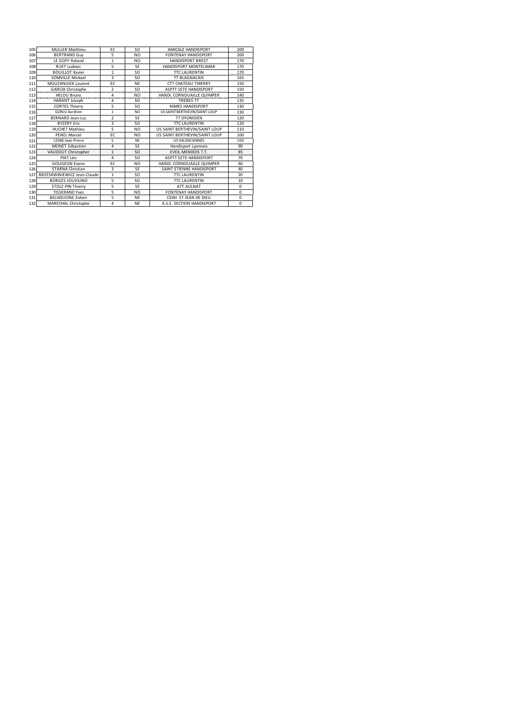| | | | | | |
|---|---|---|---|---|---|
| 105 | MULLER Matthieu | EC | SO | AMICALE HANDISPORT | 200 |
| 106 | BERTRAND Guy | 5 | NO | FONTENAY HANDISPORT | 200 |
| 107 | LE GOFF Roland | 1 | NO | HANDISPORT BREST | 170 |
| 108 | RUET Ludovic | 5 | SE | HANDISPORT MONTELIMAR | 170 |
| 109 | BOUILLOT Xavier | 1 | SO | TTC LAURENTIN | 170 |
| 110 | SOMVILLE Mickael | 3 | SO | TT BLAGNACAIS | 165 |
| 111 | MOUZANUICK Laurent | EC | NE | CTT CHATEAU THIERRY | 150 |
| 112 | GARCIA Christophe | 2 | SO | ASPTT SETE HANDISPORT | 150 |
| 113 | HELOU Bruno | 4 | NO | HANDI. CORNOUAILLE QUIMPER | 140 |
| 114 | HARANT Joseph | 4 | SO | TREBES TT | 135 |
| 115 | CORTES Thierry | 5 | SO | NIMES HANDISPORT | 130 |
| 116 | GORJU Aurélien | 1 | NO | US SAINT BERTHEVIN/SAINT LOUP | 130 |
| 117 | BERNARD Jean-Luc | 2 | SE | TT DYONISIEN | 120 |
| 118 | BYZERY Eric | 2 | SO | TTC LAURENTIN | 120 |
| 119 | HUCHET Mathieu | 5 | NO | US SAINT BERTHEVIN/SAINT LOUP | 110 |
| 120 | PENEL Marcel | EC | NO | US SAINT BERTHEVIN/SAINT LOUP | 100 |
| 121 | LESNE Jean-Pierre | 5 | NE | US VALENCIENNES | 100 |
| 122 | MONET Sébastien | 4 | SE | Handisport Lyonnais | 90 |
| 123 | VAUDOUT Christopher | 1 | SO | EVEIL MENDOIS T.T. | 85 |
| 124 | PIAT Léo | 4 | SO | ASPTT SETE HANDISPORT | 70 |
| 125 | GOUGEON Evann | EC | NO | HANDI. CORNOUAILLE QUIMPER | 60 |
| 126 | STARNA Christian | 3 | SE | SAINT ETIENNE HANDISPORT | 40 |
| 127 | BRZESKWINIEWICZ Jean-Claude | 1 | SO | TTC LAURENTIN | 20 |
| 128 | BORGES JOUVILINO | 5 | SO | TTC LAURENTIN | 10 |
| 129 | STOLZ-PIN Thierry | 5 | SE | ATT AULNAT | 0 |
| 130 | TISSERAND Yves | 5 | NO | FONTENAY HANDISPORT | 0 |
| 131 | BELHOUCINE Zoheir | 5 | NE | CSINI ST JEAN DE DIEU | 0 |
| 132 | MARECHAL Christophe | 4 | NE | A.S.E. SECTION HANDISPORT | 0 |